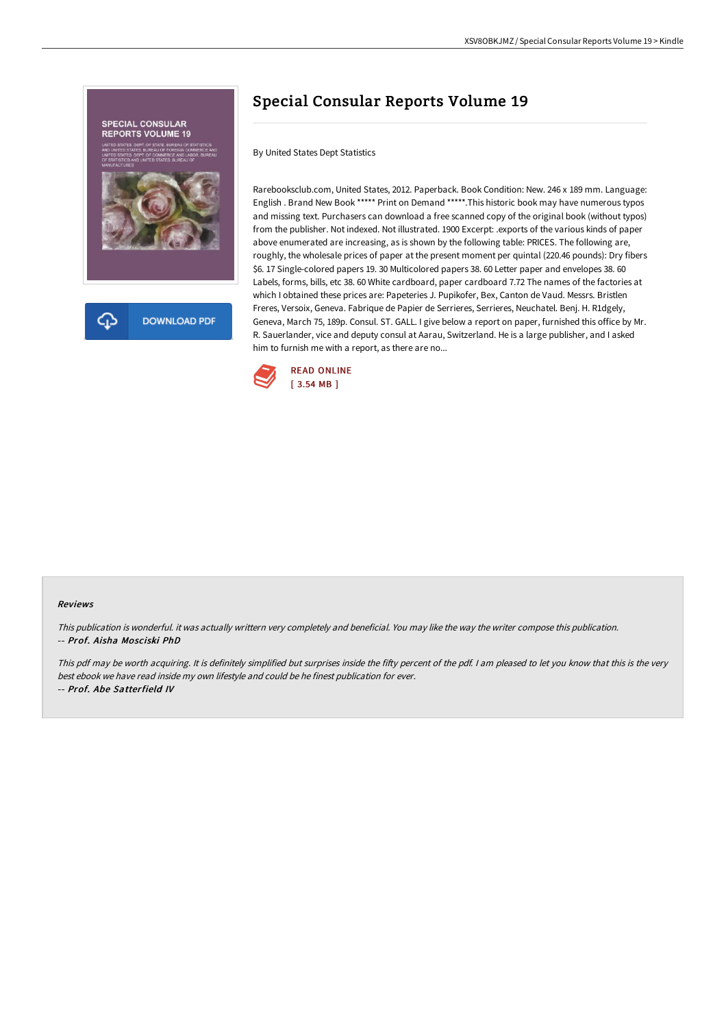# Special Consular Reports Volume 19

By United States Dept Statistics

Rarebooksclub.com, United States, 2012. Paperback. Book Condition: New. 246 x 189 mm. Language: English . Brand New Book ***** Print on Demand *****.This historic book may have numerous typos and missing text. Purchasers can download a free scanned copy of the original book (without typos) from the publisher. Not indexed. Not illustrated. 1900 Excerpt: .exports of the various kinds of paper above enumerated are increasing, as is shown by the following table: PRICES. The following are, roughly, the wholesale prices of paper at the present moment per quintal (220.46 pounds): Dry fibers $6. 17 Single-colored papers 19. 30 Multicolored papers 38. 60 Letter paper and envelopes 38. 60 Labels, forms, bills, etc 38. 60 White cardboard, paper cardboard 7.72 The names of the factories at which I obtained these prices are: Papeteries J. Pupikofer, Bex, Canton de Vaud. Messrs. Bristlen Freres, Versoix, Geneva. Fabrique de Papier de Serrieres, Serrieres, Neuchatel. Benj. H. R1dgely, Geneva, March 75, 189p. Consul. ST. GALL. I give below a report on paper, furnished this office by Mr. R. Sauerlander, vice and deputy consul at Aarau, Switzerland. He is a large publisher, and I asked him to furnish me with a report, as there are no...

READ ONLINE
[ 3.54 MB ]

DOWNLOAD PDF

### Reviews

*This publication is wonderful. it was actually writtern very completely and beneficial. You may like the way the writer compose this publication.*
*-- Prof. Aisha Mosciski PhD*

*This pdf may be worth acquiring. It is definitely simplified but surprises inside the fifty percent of the pdf. I am pleased to let you know that this is the very best ebook we have read inside my own lifestyle and could be he finest publication for ever.*
*-- Prof. Abe Satterfield IV*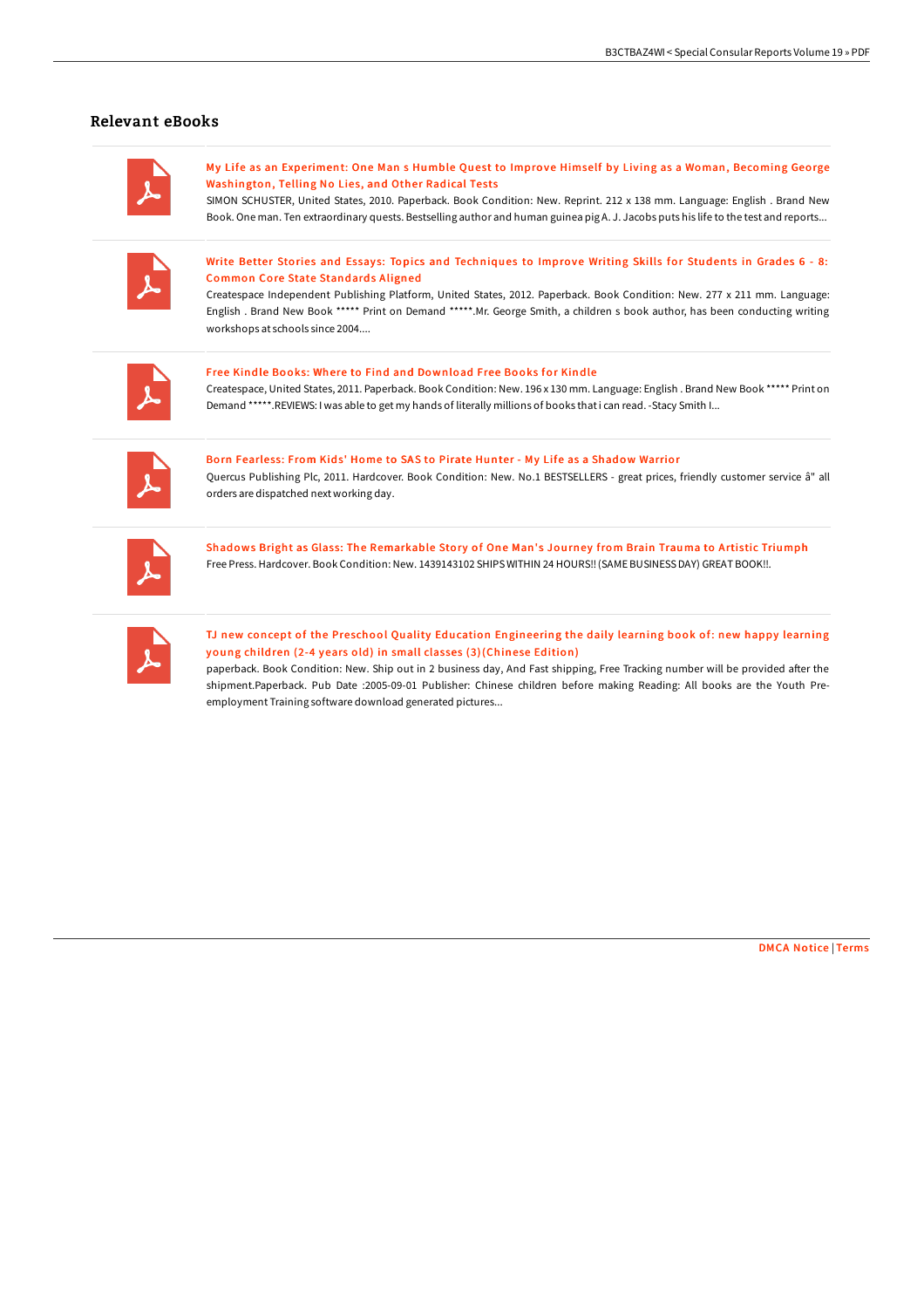## Relevant eBooks

**My Life as an Experiment: One Man s Humble Quest to Improve Himself by Living as a Woman, Becoming George Washington, Telling No Lies, and Other Radical Tests**

SIMON SCHUSTER, United States, 2010. Paperback. Book Condition: New. Reprint. 212 x 138 mm. Language: English . Brand New Book. One man. Ten extraordinary quests. Bestselling author and human guinea pig A. J. Jacobs puts his life to the test and reports...

**Write Better Stories and Essays: Topics and Techniques to Improve Writing Skills for Students in Grades 6 - 8: Common Core State Standards Aligned**

Createspace Independent Publishing Platform, United States, 2012. Paperback. Book Condition: New. 277 x 211 mm. Language: English . Brand New Book ***** Print on Demand *****.Mr. George Smith, a children s book author, has been conducting writing workshops at schools since 2004....

**Free Kindle Books: Where to Find and Download Free Books for Kindle**

Createspace, United States, 2011. Paperback. Book Condition: New. 196 x 130 mm. Language: English . Brand New Book ***** Print on Demand *****.REVIEWS: I was able to get my hands of literally millions of books that i can read. -Stacy Smith I...

**Born Fearless: From Kids' Home to SAS to Pirate Hunter - My Life as a Shadow Warrior**

Quercus Publishing Plc, 2011. Hardcover. Book Condition: New. No.1 BESTSELLERS - great prices, friendly customer service â" all orders are dispatched next working day.

**Shadows Bright as Glass: The Remarkable Story of One Man's Journey from Brain Trauma to Artistic Triumph**

Free Press. Hardcover. Book Condition: New. 1439143102 SHIPS WITHIN 24 HOURS!! (SAME BUSINESS DAY) GREAT BOOK!!.

**TJ new concept of the Preschool Quality Education Engineering the daily learning book of: new happy learning young children (2-4 years old) in small classes (3)(Chinese Edition)**

paperback. Book Condition: New. Ship out in 2 business day, And Fast shipping, Free Tracking number will be provided after the shipment.Paperback. Pub Date :2005-09-01 Publisher: Chinese children before making Reading: All books are the Youth Pre-employment Training software download generated pictures...

DMCA Notice | Terms